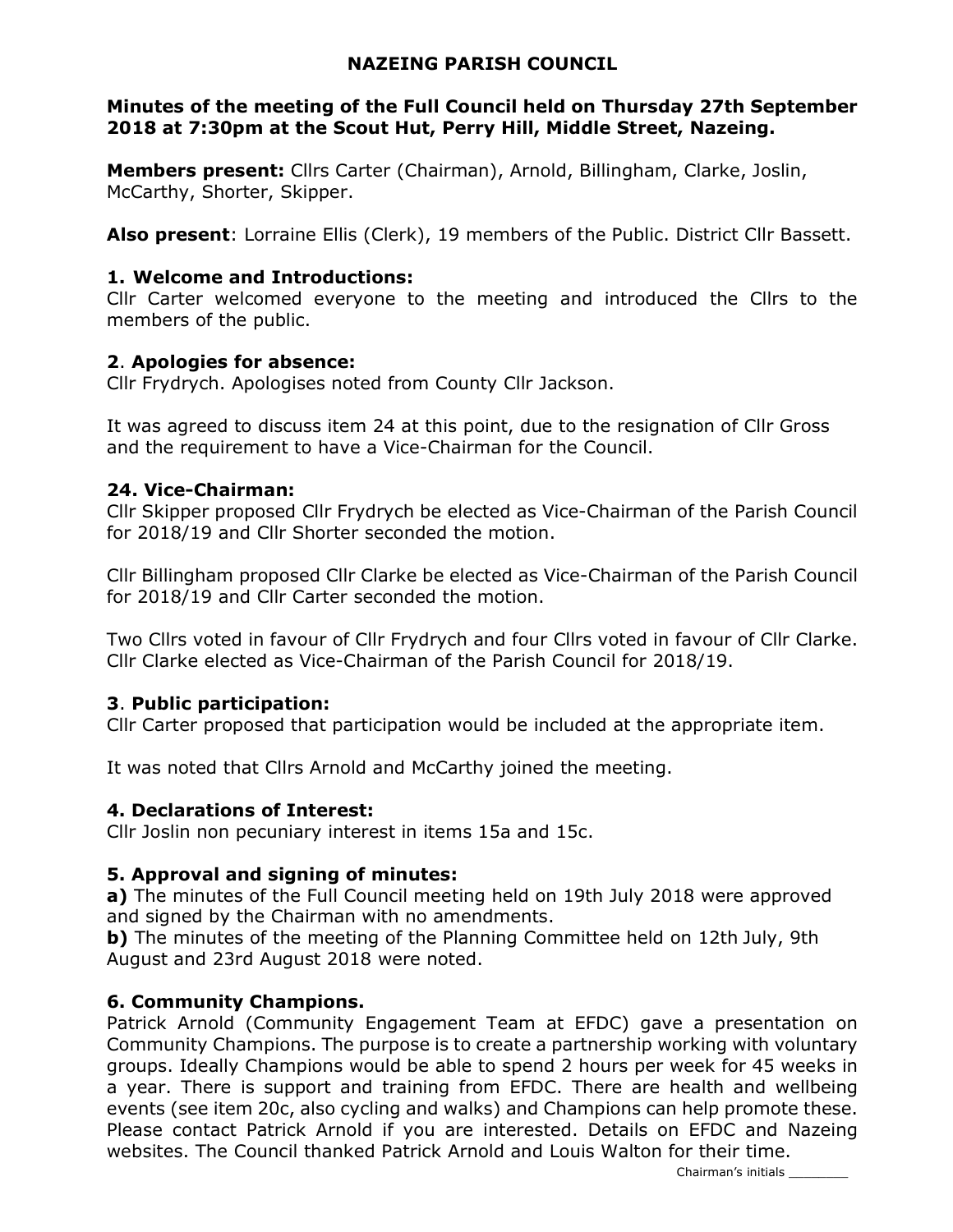# NAZEING PARISH COUNCIL

**Minutes of the meeting of the Full Council held on Thursday 27th September 2018 at 7:30pm at the Scout Hut, Perry Hill, Middle Street, Nazeing.**

**Members present:** Cllrs Carter (Chairman), Arnold, Billingham, Clarke, Joslin, McCarthy, Shorter, Skipper.

**Also present**: Lorraine Ellis (Clerk), 19 members of the Public. District Cllr Bassett.

### 1. Welcome and Introductions:

Cllr Carter welcomed everyone to the meeting and introduced the Cllrs to the members of the public.

### 2. Apologies for absence:

Cllr Frydrych. Apologises noted from County Cllr Jackson.

It was agreed to discuss item 24 at this point, due to the resignation of Cllr Gross and the requirement to have a Vice-Chairman for the Council.

### 24. Vice-Chairman:

Cllr Skipper proposed Cllr Frydrych be elected as Vice-Chairman of the Parish Council for 2018/19 and Cllr Shorter seconded the motion.

Cllr Billingham proposed Cllr Clarke be elected as Vice-Chairman of the Parish Council for 2018/19 and Cllr Carter seconded the motion.

Two Cllrs voted in favour of Cllr Frydrych and four Cllrs voted in favour of Cllr Clarke. Cllr Clarke elected as Vice-Chairman of the Parish Council for 2018/19.

### 3. Public participation:

Cllr Carter proposed that participation would be included at the appropriate item.

It was noted that Cllrs Arnold and McCarthy joined the meeting.

### 4. Declarations of Interest:

Cllr Joslin non pecuniary interest in items 15a and 15c.

### 5. Approval and signing of minutes:

**a)** The minutes of the Full Council meeting held on 19th July 2018 were approved and signed by the Chairman with no amendments.
**b)** The minutes of the meeting of the Planning Committee held on 12th July, 9th August and 23rd August 2018 were noted.

### 6. Community Champions.

Patrick Arnold (Community Engagement Team at EFDC) gave a presentation on Community Champions. The purpose is to create a partnership working with voluntary groups. Ideally Champions would be able to spend 2 hours per week for 45 weeks in a year. There is support and training from EFDC. There are health and wellbeing events (see item 20c, also cycling and walks) and Champions can help promote these. Please contact Patrick Arnold if you are interested. Details on EFDC and Nazeing websites. The Council thanked Patrick Arnold and Louis Walton for their time.

Chairman's initials ________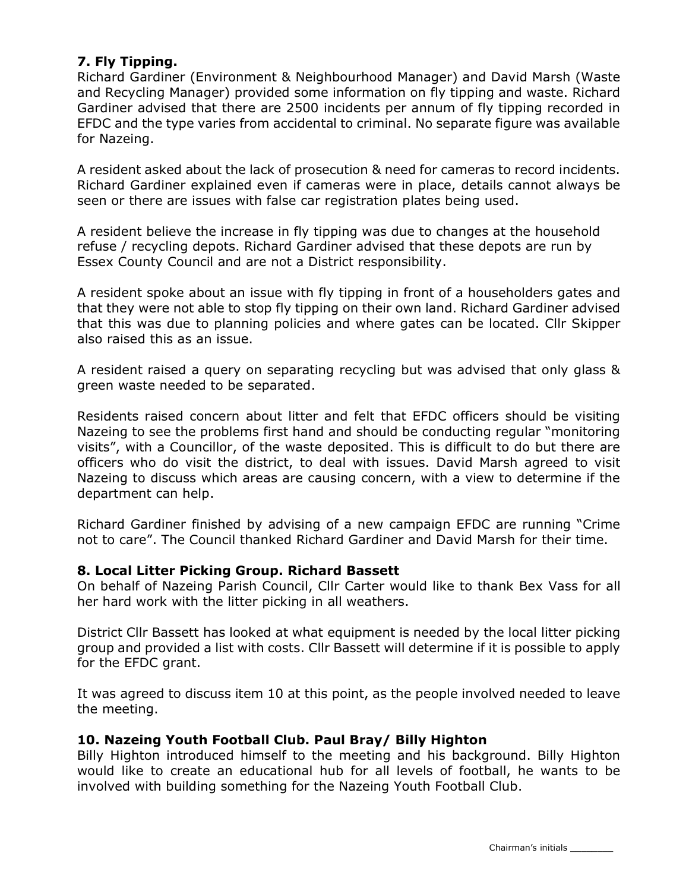**7. Fly Tipping.**
Richard Gardiner (Environment & Neighbourhood Manager) and David Marsh (Waste and Recycling Manager) provided some information on fly tipping and waste. Richard Gardiner advised that there are 2500 incidents per annum of fly tipping recorded in EFDC and the type varies from accidental to criminal. No separate figure was available for Nazeing.

A resident asked about the lack of prosecution & need for cameras to record incidents. Richard Gardiner explained even if cameras were in place, details cannot always be seen or there are issues with false car registration plates being used.

A resident believe the increase in fly tipping was due to changes at the household refuse / recycling depots. Richard Gardiner advised that these depots are run by Essex County Council and are not a District responsibility.

A resident spoke about an issue with fly tipping in front of a householders gates and that they were not able to stop fly tipping on their own land. Richard Gardiner advised that this was due to planning policies and where gates can be located. Cllr Skipper also raised this as an issue.

A resident raised a query on separating recycling but was advised that only glass & green waste needed to be separated.

Residents raised concern about litter and felt that EFDC officers should be visiting Nazeing to see the problems first hand and should be conducting regular "monitoring visits", with a Councillor, of the waste deposited. This is difficult to do but there are officers who do visit the district, to deal with issues. David Marsh agreed to visit Nazeing to discuss which areas are causing concern, with a view to determine if the department can help.

Richard Gardiner finished by advising of a new campaign EFDC are running "Crime not to care". The Council thanked Richard Gardiner and David Marsh for their time.

**8. Local Litter Picking Group. Richard Bassett**
On behalf of Nazeing Parish Council, Cllr Carter would like to thank Bex Vass for all her hard work with the litter picking in all weathers.

District Cllr Bassett has looked at what equipment is needed by the local litter picking group and provided a list with costs. Cllr Bassett will determine if it is possible to apply for the EFDC grant.

It was agreed to discuss item 10 at this point, as the people involved needed to leave the meeting.

**10. Nazeing Youth Football Club. Paul Bray/ Billy Highton**
Billy Highton introduced himself to the meeting and his background. Billy Highton would like to create an educational hub for all levels of football, he wants to be involved with building something for the Nazeing Youth Football Club.

Chairman's initials ________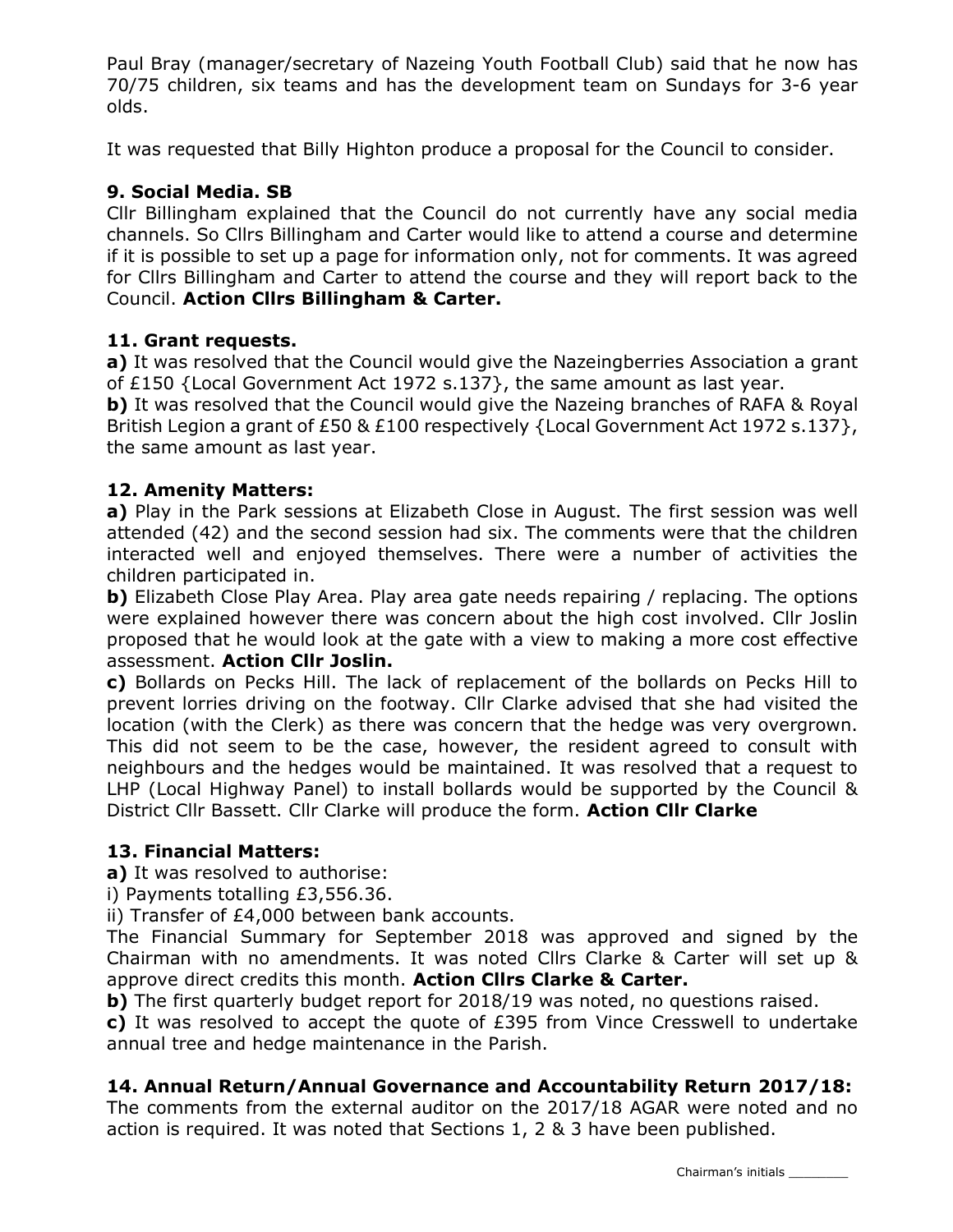Paul Bray (manager/secretary of Nazeing Youth Football Club) said that he now has 70/75 children, six teams and has the development team on Sundays for 3-6 year olds.

It was requested that Billy Highton produce a proposal for the Council to consider.

### 9. Social Media. SB

Cllr Billingham explained that the Council do not currently have any social media channels. So Cllrs Billingham and Carter would like to attend a course and determine if it is possible to set up a page for information only, not for comments. It was agreed for Cllrs Billingham and Carter to attend the course and they will report back to the Council. **Action Cllrs Billingham & Carter.**

### 11. Grant requests.

**a)** It was resolved that the Council would give the Nazeingberries Association a grant of £150 {Local Government Act 1972 s.137}, the same amount as last year.

**b)** It was resolved that the Council would give the Nazeing branches of RAFA & Royal British Legion a grant of £50 & £100 respectively {Local Government Act 1972 s.137}, the same amount as last year.

### 12. Amenity Matters:

**a)** Play in the Park sessions at Elizabeth Close in August. The first session was well attended (42) and the second session had six. The comments were that the children interacted well and enjoyed themselves. There were a number of activities the children participated in.

**b)** Elizabeth Close Play Area. Play area gate needs repairing / replacing. The options were explained however there was concern about the high cost involved. Cllr Joslin proposed that he would look at the gate with a view to making a more cost effective assessment. **Action Cllr Joslin.**

**c)** Bollards on Pecks Hill. The lack of replacement of the bollards on Pecks Hill to prevent lorries driving on the footway. Cllr Clarke advised that she had visited the location (with the Clerk) as there was concern that the hedge was very overgrown. This did not seem to be the case, however, the resident agreed to consult with neighbours and the hedges would be maintained. It was resolved that a request to LHP (Local Highway Panel) to install bollards would be supported by the Council & District Cllr Bassett. Cllr Clarke will produce the form. **Action Cllr Clarke**

### 13. Financial Matters:

**a)** It was resolved to authorise:

i) Payments totalling £3,556.36.

ii) Transfer of £4,000 between bank accounts.

The Financial Summary for September 2018 was approved and signed by the Chairman with no amendments. It was noted Cllrs Clarke & Carter will set up & approve direct credits this month. **Action Cllrs Clarke & Carter.**

**b)** The first quarterly budget report for 2018/19 was noted, no questions raised.

**c)** It was resolved to accept the quote of £395 from Vince Cresswell to undertake annual tree and hedge maintenance in the Parish.

### 14. Annual Return/Annual Governance and Accountability Return 2017/18:

The comments from the external auditor on the 2017/18 AGAR were noted and no action is required. It was noted that Sections 1, 2 & 3 have been published.

Chairman's initials ________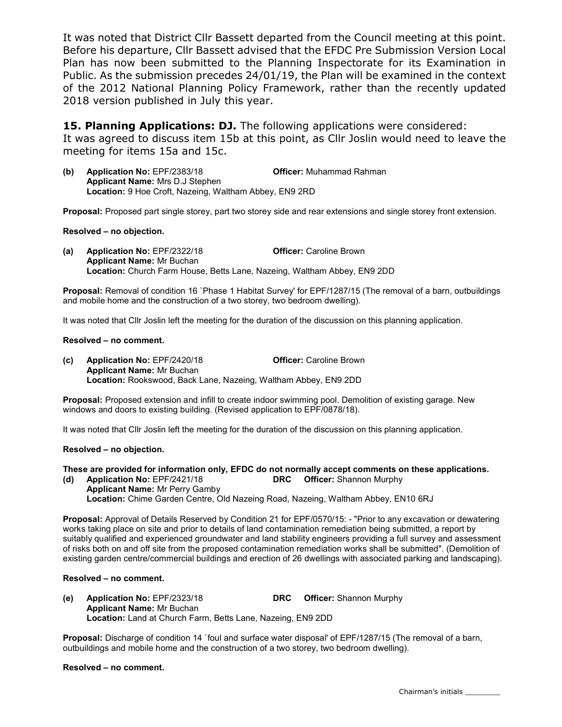It was noted that District Cllr Bassett departed from the Council meeting at this point. Before his departure, Cllr Bassett advised that the EFDC Pre Submission Version Local Plan has now been submitted to the Planning Inspectorate for its Examination in Public. As the submission precedes 24/01/19, the Plan will be examined in the context of the 2012 National Planning Policy Framework, rather than the recently updated 2018 version published in July this year.

**15. Planning Applications: DJ.** The following applications were considered:
It was agreed to discuss item 15b at this point, as Cllr Joslin would need to leave the meeting for items 15a and 15c.

**(b) Application No:** EPF/2383/18 **Officer:** Muhammad Rahman
**Applicant Name:** Mrs D.J Stephen
**Location:** 9 Hoe Croft, Nazeing, Waltham Abbey, EN9 2RD

**Proposal:** Proposed part single storey, part two storey side and rear extensions and single storey front extension.

**Resolved – no objection.**

**(a) Application No:** EPF/2322/18 **Officer:** Caroline Brown
**Applicant Name:** Mr Buchan
**Location:** Church Farm House, Betts Lane, Nazeing, Waltham Abbey, EN9 2DD

**Proposal:** Removal of condition 16 `Phase 1 Habitat Survey' for EPF/1287/15 (The removal of a barn, outbuildings and mobile home and the construction of a two storey, two bedroom dwelling).

It was noted that Cllr Joslin left the meeting for the duration of the discussion on this planning application.

**Resolved – no comment.**

**(c) Application No:** EPF/2420/18 **Officer:** Caroline Brown
**Applicant Name:** Mr Buchan
**Location:** Rookswood, Back Lane, Nazeing, Waltham Abbey, EN9 2DD

**Proposal:** Proposed extension and infill to create indoor swimming pool. Demolition of existing garage. New windows and doors to existing building. (Revised application to EPF/0878/18).

It was noted that Cllr Joslin left the meeting for the duration of the discussion on this planning application.

**Resolved – no objection.**

**These are provided for information only, EFDC do not normally accept comments on these applications.**

**(d) Application No:** EPF/2421/18 **DRC Officer:** Shannon Murphy
**Applicant Name:** Mr Perry Gamby
**Location:** Chime Garden Centre, Old Nazeing Road, Nazeing, Waltham Abbey, EN10 6RJ

**Proposal:** Approval of Details Reserved by Condition 21 for EPF/0570/15: - "Prior to any excavation or dewatering works taking place on site and prior to details of land contamination remediation being submitted, a report by suitably qualified and experienced groundwater and land stability engineers providing a full survey and assessment of risks both on and off site from the proposed contamination remediation works shall be submitted". (Demolition of existing garden centre/commercial buildings and erection of 26 dwellings with associated parking and landscaping).

**Resolved – no comment.**

**(e) Application No:** EPF/2323/18 **DRC Officer:** Shannon Murphy
**Applicant Name:** Mr Buchan
**Location:** Land at Church Farm, Betts Lane, Nazeing, EN9 2DD

**Proposal:** Discharge of condition 14 `foul and surface water disposal' of EPF/1287/15 (The removal of a barn, outbuildings and mobile home and the construction of a two storey, two bedroom dwelling).

**Resolved – no comment.**

Chairman's initials ________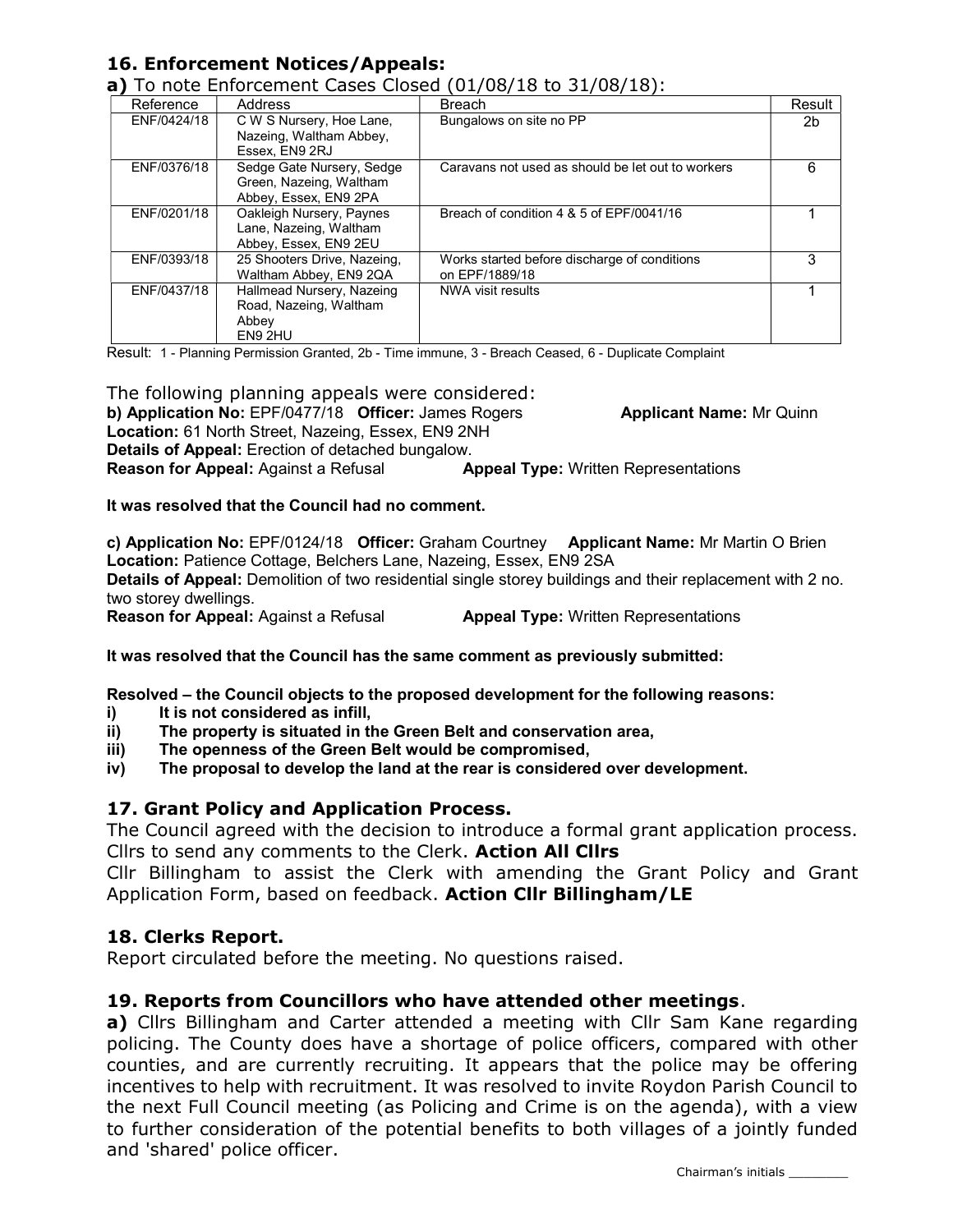## 16. Enforcement Notices/Appeals:

**a)** To note Enforcement Cases Closed (01/08/18 to 31/08/18):

| Reference | Address | Breach | Result |
|---|---|---|---|
| ENF/0424/18 | C W S Nursery, Hoe Lane, Nazeing, Waltham Abbey, Essex, EN9 2RJ | Bungalows on site no PP | 2b |
| ENF/0376/18 | Sedge Gate Nursery, Sedge Green, Nazeing, Waltham Abbey, Essex, EN9 2PA | Caravans not used as should be let out to workers | 6 |
| ENF/0201/18 | Oakleigh Nursery, Paynes Lane, Nazeing, Waltham Abbey, Essex, EN9 2EU | Breach of condition 4 & 5 of EPF/0041/16 | 1 |
| ENF/0393/18 | 25 Shooters Drive, Nazeing, Waltham Abbey, EN9 2QA | Works started before discharge of conditions on EPF/1889/18 | 3 |
| ENF/0437/18 | Hallmead Nursery, Nazeing Road, Nazeing, Waltham Abbey EN9 2HU | NWA visit results | 1 |

Result: 1 - Planning Permission Granted, 2b - Time immune, 3 - Breach Ceased, 6 - Duplicate Complaint

The following planning appeals were considered:

**b) Application No:** EPF/0477/18 **Officer:** James Rogers **Applicant Name:** Mr Quinn
**Location:** 61 North Street, Nazeing, Essex, EN9 2NH
**Details of Appeal:** Erection of detached bungalow.
**Reason for Appeal:** Against a Refusal **Appeal Type:** Written Representations

**It was resolved that the Council had no comment.**

**c) Application No:** EPF/0124/18 **Officer:** Graham Courtney **Applicant Name:** Mr Martin O Brien
**Location:** Patience Cottage, Belchers Lane, Nazeing, Essex, EN9 2SA
**Details of Appeal:** Demolition of two residential single storey buildings and their replacement with 2 no. two storey dwellings.
**Reason for Appeal:** Against a Refusal **Appeal Type:** Written Representations

**It was resolved that the Council has the same comment as previously submitted:**

**Resolved – the Council objects to the proposed development for the following reasons:**

- **i) It is not considered as infill,**
- **ii) The property is situated in the Green Belt and conservation area,**
- **iii) The openness of the Green Belt would be compromised,**
- **iv) The proposal to develop the land at the rear is considered over development.**

## 17. Grant Policy and Application Process.

The Council agreed with the decision to introduce a formal grant application process. Cllrs to send any comments to the Clerk. **Action All Cllrs**

Cllr Billingham to assist the Clerk with amending the Grant Policy and Grant Application Form, based on feedback. **Action Cllr Billingham/LE**

## 18. Clerks Report.

Report circulated before the meeting. No questions raised.

## 19. Reports from Councillors who have attended other meetings.

**a)** Cllrs Billingham and Carter attended a meeting with Cllr Sam Kane regarding policing. The County does have a shortage of police officers, compared with other counties, and are currently recruiting. It appears that the police may be offering incentives to help with recruitment. It was resolved to invite Roydon Parish Council to the next Full Council meeting (as Policing and Crime is on the agenda), with a view to further consideration of the potential benefits to both villages of a jointly funded and 'shared' police officer.

Chairman's initials ________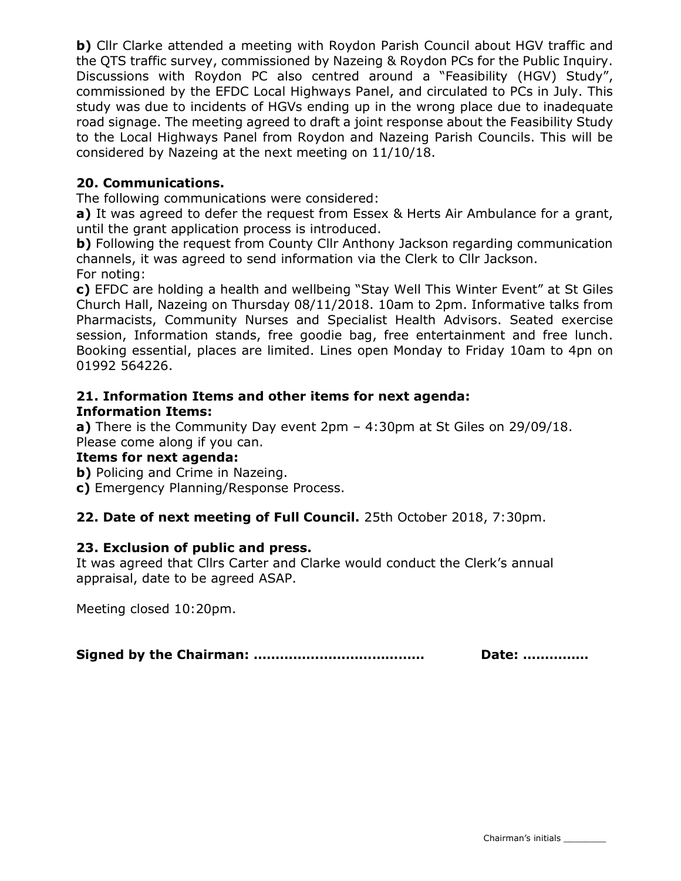**b)** Cllr Clarke attended a meeting with Roydon Parish Council about HGV traffic and the QTS traffic survey, commissioned by Nazeing & Roydon PCs for the Public Inquiry. Discussions with Roydon PC also centred around a "Feasibility (HGV) Study", commissioned by the EFDC Local Highways Panel, and circulated to PCs in July. This study was due to incidents of HGVs ending up in the wrong place due to inadequate road signage. The meeting agreed to draft a joint response about the Feasibility Study to the Local Highways Panel from Roydon and Nazeing Parish Councils. This will be considered by Nazeing at the next meeting on 11/10/18.

**20. Communications.**

The following communications were considered:

**a)** It was agreed to defer the request from Essex & Herts Air Ambulance for a grant, until the grant application process is introduced.

**b)** Following the request from County Cllr Anthony Jackson regarding communication channels, it was agreed to send information via the Clerk to Cllr Jackson.

For noting:

**c)** EFDC are holding a health and wellbeing "Stay Well This Winter Event" at St Giles Church Hall, Nazeing on Thursday 08/11/2018. 10am to 2pm. Informative talks from Pharmacists, Community Nurses and Specialist Health Advisors. Seated exercise session, Information stands, free goodie bag, free entertainment and free lunch. Booking essential, places are limited. Lines open Monday to Friday 10am to 4pn on 01992 564226.

**21. Information Items and other items for next agenda:**

**Information Items:**

**a)** There is the Community Day event 2pm – 4:30pm at St Giles on 29/09/18. Please come along if you can.

**Items for next agenda:**

**b)** Policing and Crime in Nazeing.

**c)** Emergency Planning/Response Process.

**22. Date of next meeting of Full Council.** 25th October 2018, 7:30pm.

**23. Exclusion of public and press.**

It was agreed that Cllrs Carter and Clarke would conduct the Clerk's annual appraisal, date to be agreed ASAP.

Meeting closed 10:20pm.

**Signed by the Chairman: ………………………………… Date: ……………**

Chairman's initials ________